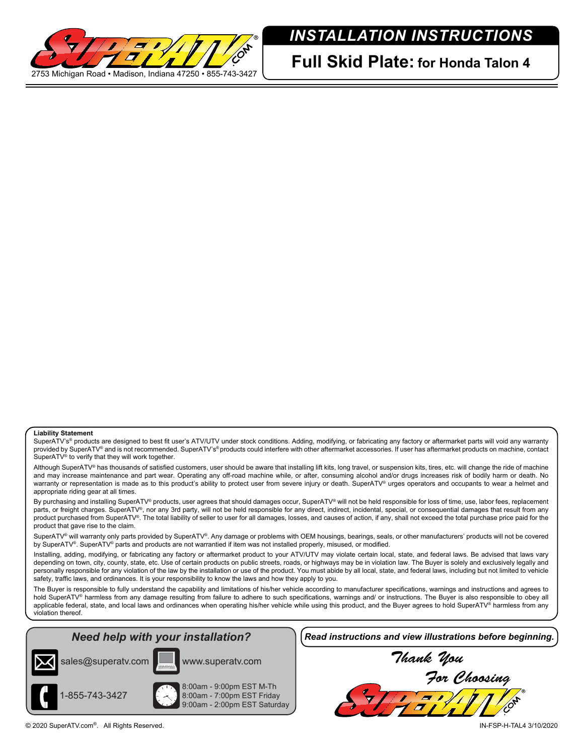2753 Michigan Road • Madison, Indiana 47250 • 855-743-3427

# *INSTALLATION INSTRUCTIONS*

## Full Skid Plate: for Honda Talon 4

**Liability Statement**

SuperATV's® products are designed to best fit user's ATV/UTV under stock conditions. Adding, modifying, or fabricating any factory or aftermarket parts will void any warranty provided by SuperATV® and is not recommended. SuperATV's® products could interfere with other aftermarket accessories. If user has aftermarket products on machine, contact SuperATV® to verify that they will work together.

Although SuperATV® has thousands of satisfied customers, user should be aware that installing lift kits, long travel, or suspension kits, tires, etc. will change the ride of machine and may increase maintenance and part wear. Operating any off-road machine while, or after, consuming alcohol and/or drugs increases risk of bodily harm or death. No warranty or representation is made as to this product's ability to protect user from severe injury or death. SuperATV® urges operators and occupants to wear a helmet and appropriate riding gear at all times.

By purchasing and installing SuperATV® products, user agrees that should damages occur, SuperATV® will not be held responsible for loss of time, use, labor fees, replacement parts, or freight charges. SuperATV®, nor any 3rd party, will not be held responsible for any direct, indirect, incidental, special, or consequential damages that result from any product purchased from SuperATV®. The total liability of seller to user for all damages, losses, and causes of action, if any, shall not exceed the total purchase price paid for the product that gave rise to the claim.

SuperATV® will warranty only parts provided by SuperATV®. Any damage or problems with OEM housings, bearings, seals, or other manufacturers' products will not be covered by SuperATV®. SuperATV® parts and products are not warrantied if item was not installed properly, misused, or modified.

Installing, adding, modifying, or fabricating any factory or aftermarket product to your ATV/UTV may violate certain local, state, and federal laws. Be advised that laws vary depending on town, city, county, state, etc. Use of certain products on public streets, roads, or highways may be in violation law. The Buyer is solely and exclusively legally and personally responsible for any violation of the law by the installation or use of the product. You must abide by all local, state, and federal laws, including but not limited to vehicle safety, traffic laws, and ordinances. It is your responsibility to know the laws and how they apply to you.

The Buyer is responsible to fully understand the capability and limitations of his/her vehicle according to manufacturer specifications, warnings and instructions and agrees to hold SuperATV® harmless from any damage resulting from failure to adhere to such specifications, warnings and/ or instructions. The Buyer is also responsible to obey all applicable federal, state, and local laws and ordinances when operating his/her vehicle while using this product, and the Buyer agrees to hold SuperATV® harmless from any violation thereof.

***Need help with your installation?***

sales@superatv.com

www.superatv.com

1-855-743-3427

8:00am - 9:00pm EST M-Th
8:00am - 7:00pm EST Friday
9:00am - 2:00pm EST Saturday

***Read instructions and view illustrations before beginning.***

*Thank You For Choosing*

© 2020 SuperATV.com®. All Rights Reserved.

IN-FSP-H-TAL4 3/10/2020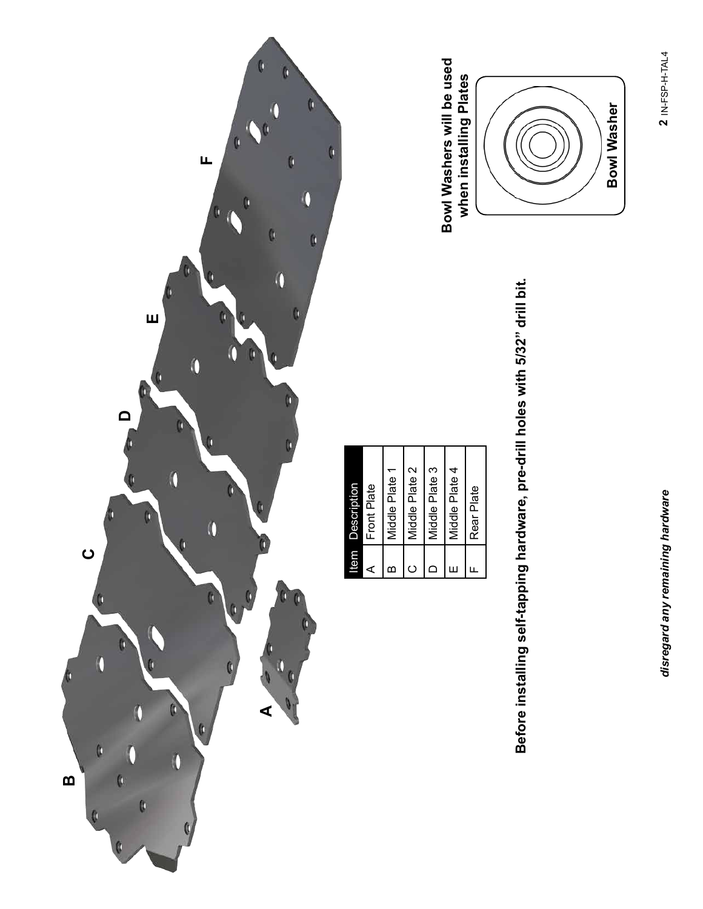| Item | Description |
| --- | --- |
| A | Front Plate |
| B | Middle Plate 1 |
| C | Middle Plate 2 |
| D | Middle Plate 3 |
| E | Middle Plate 4 |
| F | Rear Plate |

**Before installing self-tapping hardware, pre-drill holes with 5/32" drill bit.**

**Bowl Washers will be used when installing Plates**

**Bowl Washer**

*disregard any remaining hardware*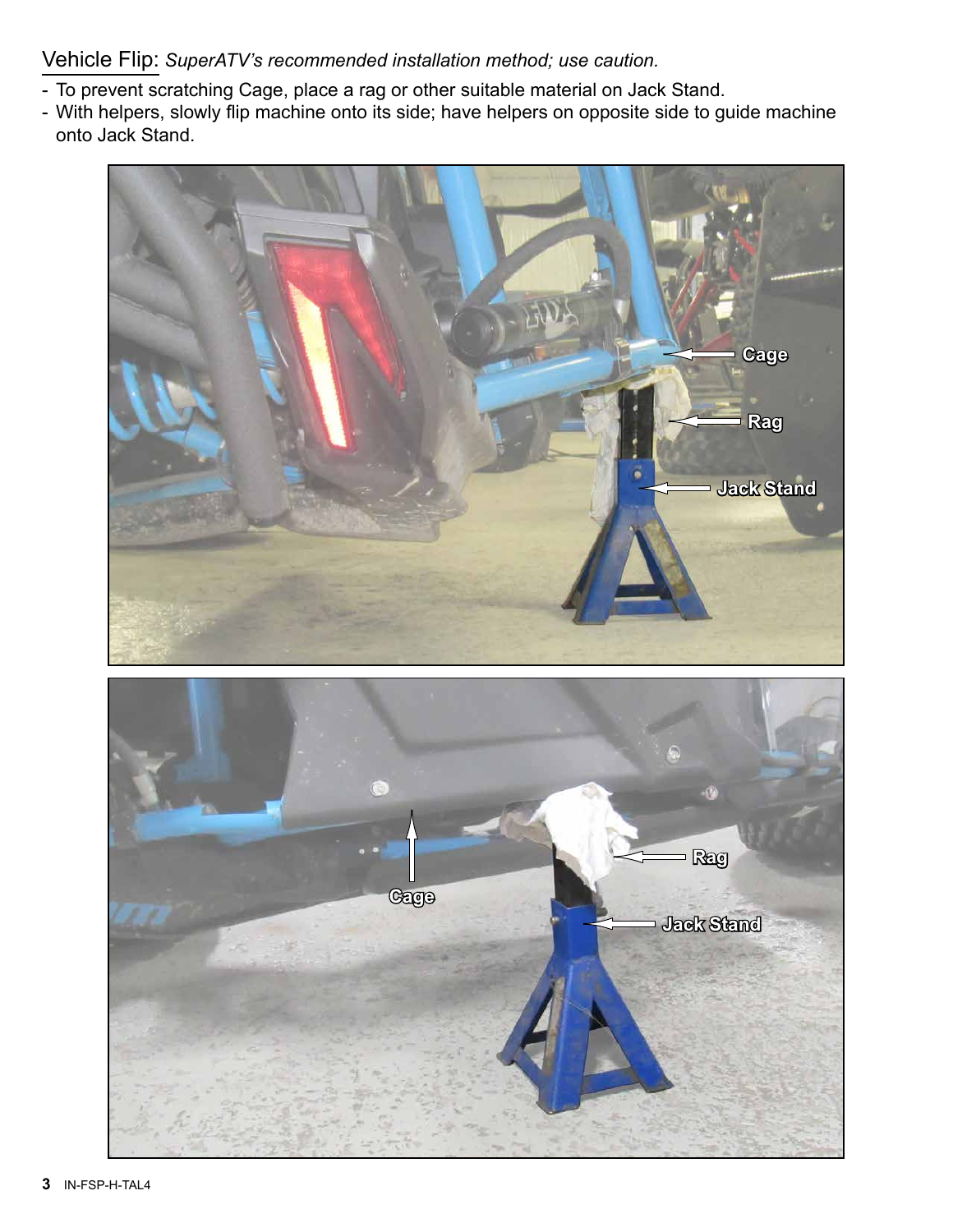Vehicle Flip: *SuperATV's recommended installation method; use caution.*

- To prevent scratching Cage, place a rag or other suitable material on Jack Stand.
- With helpers, slowly flip machine onto its side; have helpers on opposite side to guide machine onto Jack Stand.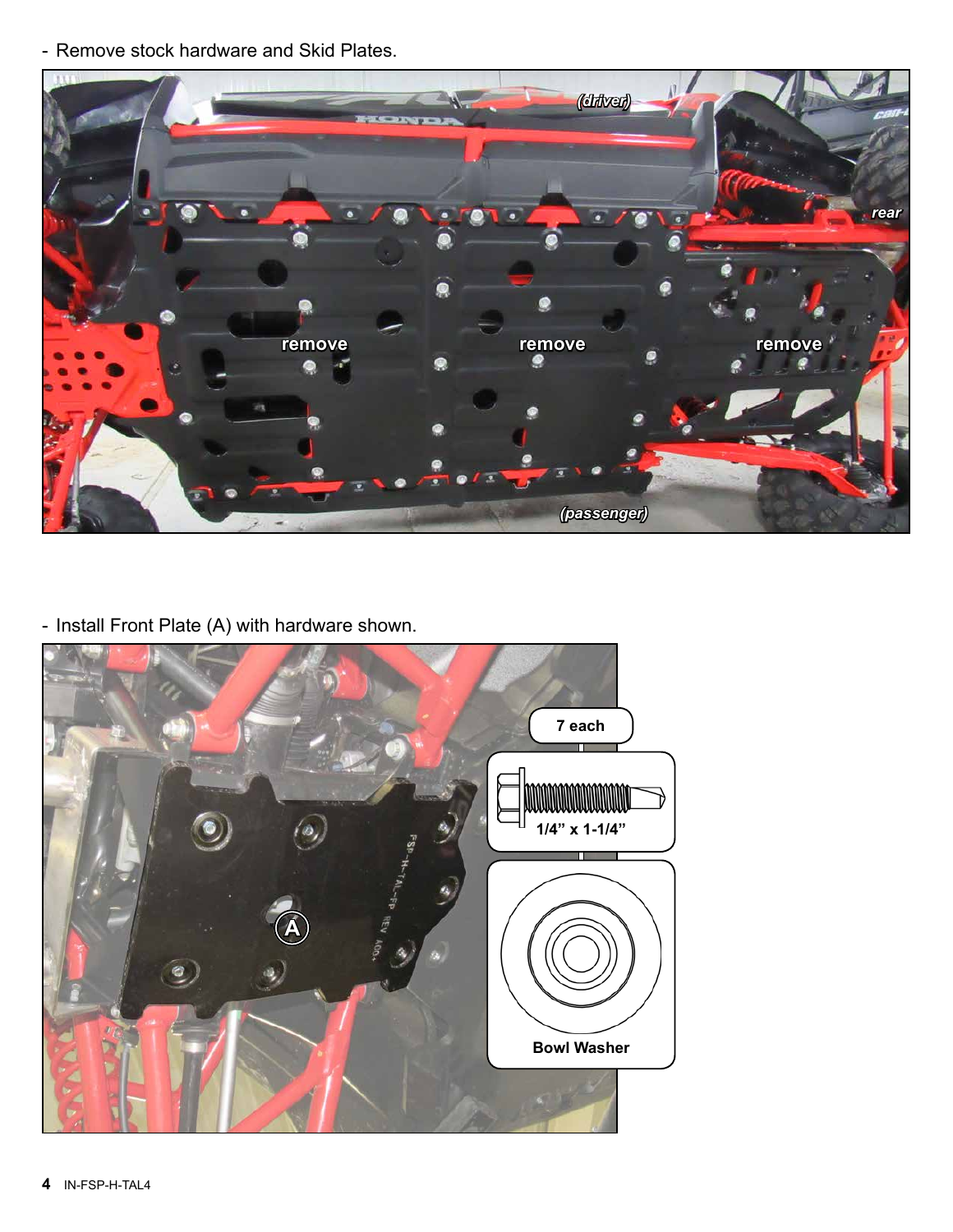- Remove stock hardware and Skid Plates.

- Install Front Plate (A) with hardware shown.

7 each

1/4” x 1-1/4”

Bowl Washer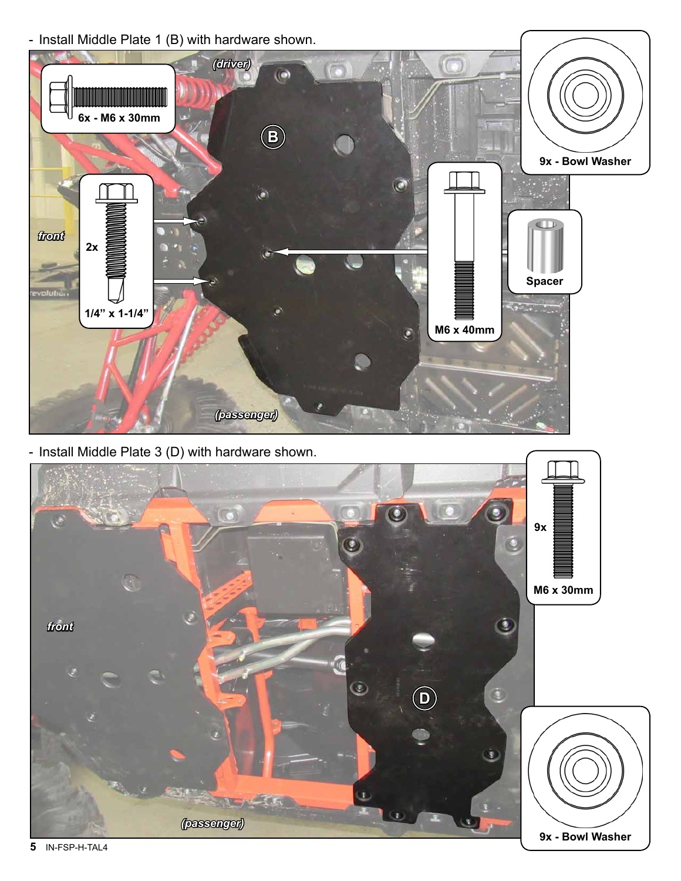- Install Middle Plate 1 (B) with hardware shown.

(driver)

6x - M6 x 30mm

9x - Bowl Washer

front

2x

1/4" x 1-1/4"

M6 x 40mm

Spacer

(passenger)

- Install Middle Plate 3 (D) with hardware shown.

9x

M6 x 30mm

front

(passenger)

9x - Bowl Washer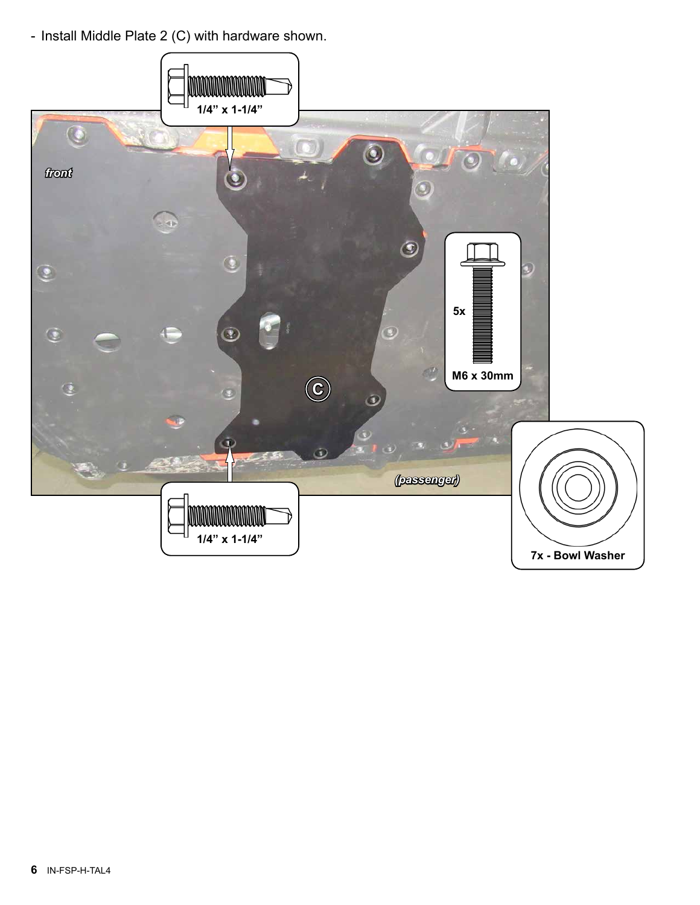- Install Middle Plate 2 (C) with hardware shown.

1/4” x 1-1/4”

front

5x

M6 x 30mm

C

(passenger)

1/4” x 1-1/4”

7x - Bowl Washer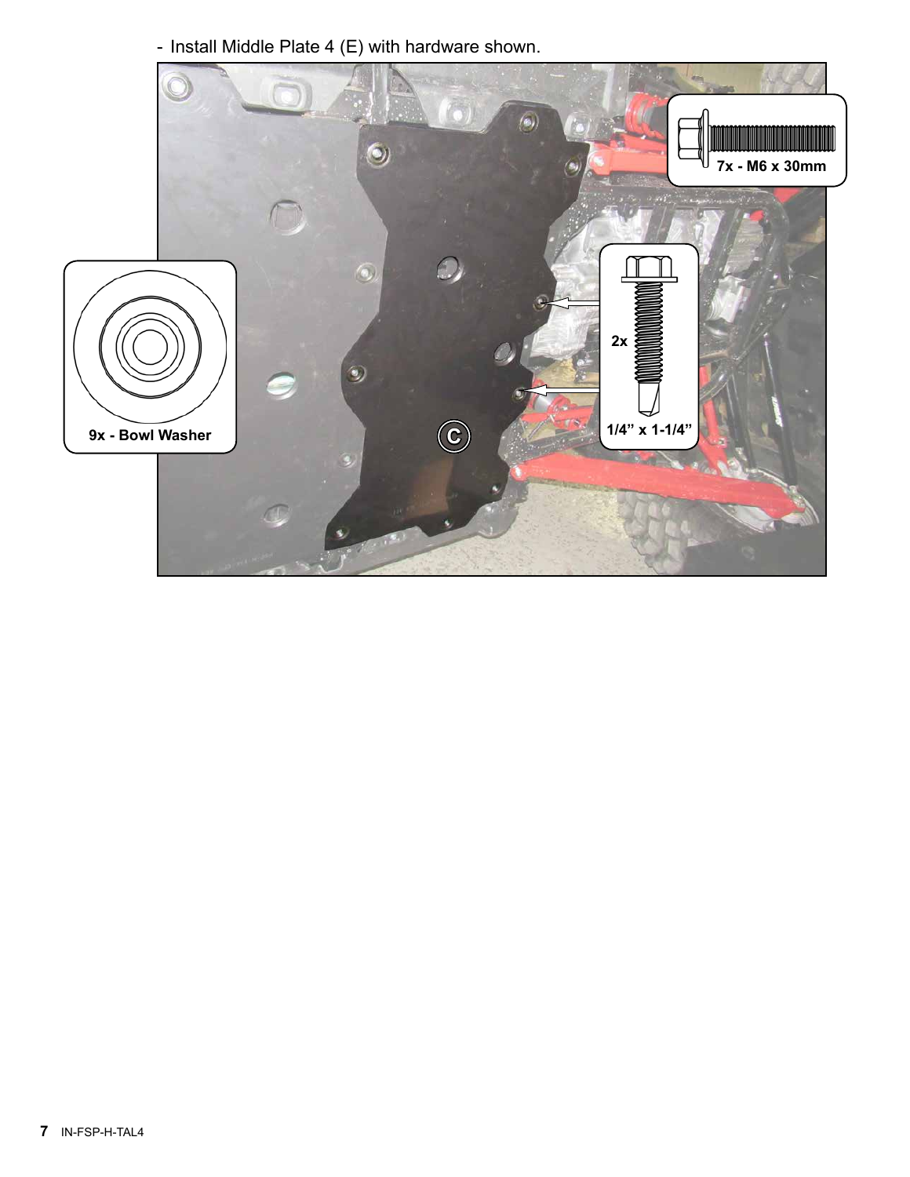- Install Middle Plate 4 (E) with hardware shown.

7x - M6 x 30mm

9x - Bowl Washer

2x

1/4" x 1-1/4"

C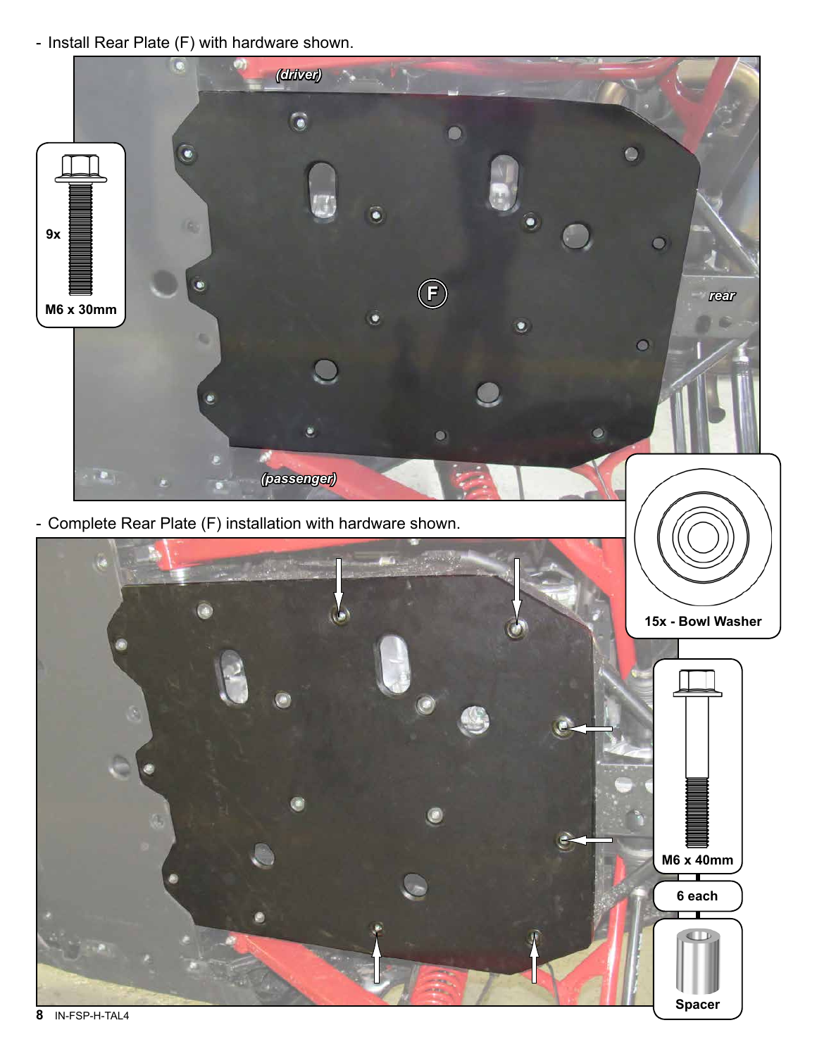- Install Rear Plate (F) with hardware shown.

(driver)

9x

M6 x 30mm

F

rear

(passenger)

- Complete Rear Plate (F) installation with hardware shown.

15x - Bowl Washer

M6 x 40mm

6 each

Spacer